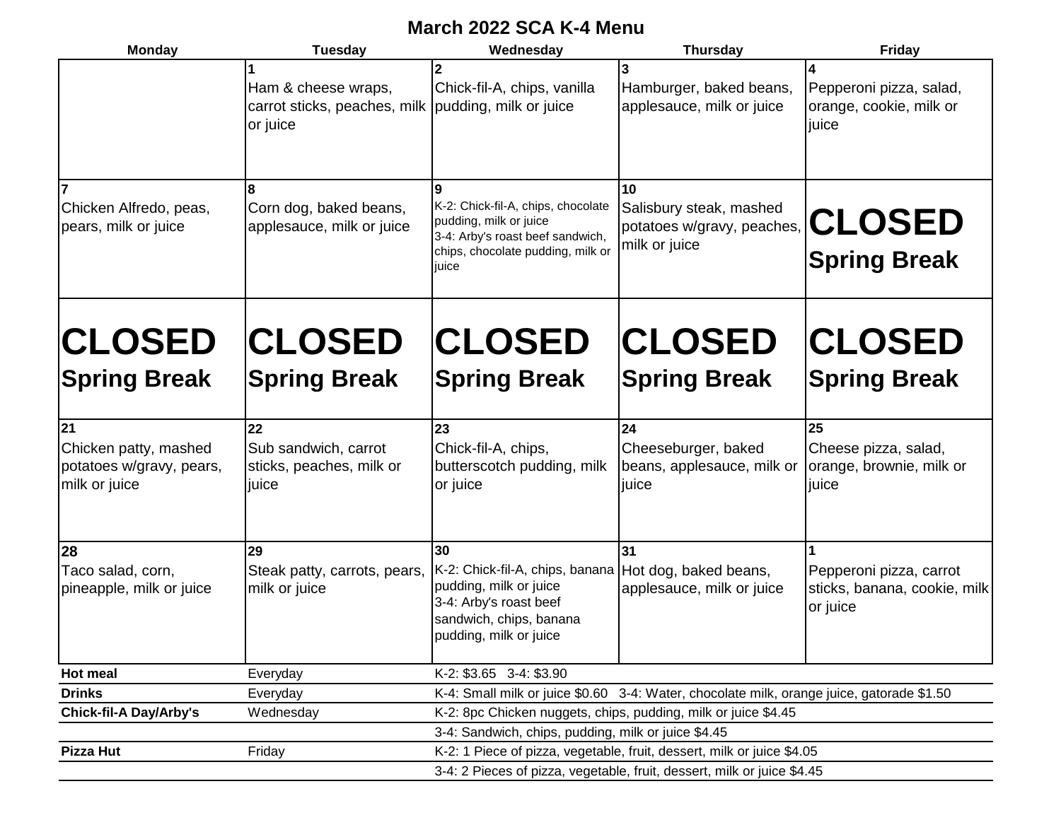# March 2022 SCA K-4 Menu

| Monday | Tuesday | Wednesday | Thursday | Friday |
|---|---|---|---|---|
| | **1** Ham & cheese wraps, carrot sticks, peaches, milk or juice | **2** Chick-fil-A, chips, vanilla pudding, milk or juice | **3** Hamburger, baked beans, applesauce, milk or juice | **4** Pepperoni pizza, salad, orange, cookie, milk or juice |
| **7** Chicken Alfredo, peas, pears, milk or juice | **8** Corn dog, baked beans, applesauce, milk or juice | **9** K-2: Chick-fil-A, chips, chocolate pudding, milk or juice<br>3-4: Arby's roast beef sandwich, chips, chocolate pudding, milk or juice | **10** Salisbury steak, mashed potatoes w/gravy, peaches, milk or juice | **CLOSED Spring Break** |
| **CLOSED Spring Break** | **CLOSED Spring Break** | **CLOSED Spring Break** | **CLOSED Spring Break** | **CLOSED Spring Break** |
| **21** Chicken patty, mashed potatoes w/gravy, pears, milk or juice | **22** Sub sandwich, carrot sticks, peaches, milk or juice | **23** Chick-fil-A, chips, butterscotch pudding, milk or juice | **24** Cheeseburger, baked beans, applesauce, milk or juice | **25** Cheese pizza, salad, orange, brownie, milk or juice |
| **28** Taco salad, corn, pineapple, milk or juice | **29** Steak patty, carrots, pears, milk or juice | **30** K-2: Chick-fil-A, chips, banana pudding, milk or juice<br>3-4: Arby's roast beef sandwich, chips, banana pudding, milk or juice | **31** Hot dog, baked beans, applesauce, milk or juice | **1** Pepperoni pizza, carrot sticks, banana, cookie, milk or juice |

| | | |
|---|---|---|
| **Hot meal** | Everyday | K-2: $3.65 3-4: $3.90 |
| **Drinks** | Everyday | K-4: Small milk or juice $0.60 3-4: Water, chocolate milk, orange juice, gatorade $1.50 |
| **Chick-fil-A Day/Arby's** | Wednesday | K-2: 8pc Chicken nuggets, chips, pudding, milk or juice $4.45 |
| | | 3-4: Sandwich, chips, pudding, milk or juice $4.45 |
| **Pizza Hut** | Friday | K-2: 1 Piece of pizza, vegetable, fruit, dessert, milk or juice $4.05 |
| | | 3-4: 2 Pieces of pizza, vegetable, fruit, dessert, milk or juice $4.45 |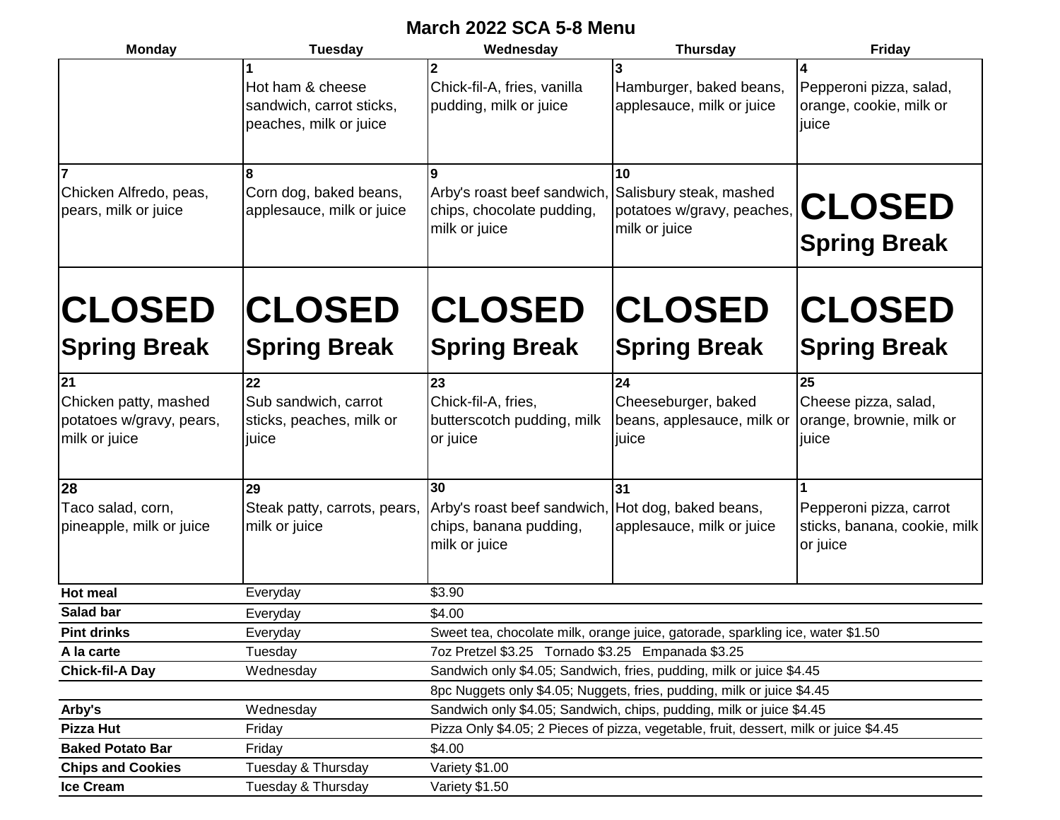# March 2022 SCA 5-8 Menu

| Monday | Tuesday | Wednesday | Thursday | Friday |
|---|---|---|---|---|
| | **1** Hot ham & cheese sandwich, carrot sticks, peaches, milk or juice | **2** Chick-fil-A, fries, vanilla pudding, milk or juice | **3** Hamburger, baked beans, applesauce, milk or juice | **4** Pepperoni pizza, salad, orange, cookie, milk or juice |
| **7** Chicken Alfredo, peas, pears, milk or juice | **8** Corn dog, baked beans, applesauce, milk or juice | **9** Arby's roast beef sandwich, chips, chocolate pudding, milk or juice | **10** Salisbury steak, mashed potatoes w/gravy, peaches, milk or juice | **CLOSED Spring Break** |
| **CLOSED Spring Break** | **CLOSED Spring Break** | **CLOSED Spring Break** | **CLOSED Spring Break** | **CLOSED Spring Break** |
| **21** Chicken patty, mashed potatoes w/gravy, pears, milk or juice | **22** Sub sandwich, carrot sticks, peaches, milk or juice | **23** Chick-fil-A, fries, butterscotch pudding, milk or juice | **24** Cheeseburger, baked beans, applesauce, milk or juice | **25** Cheese pizza, salad, orange, brownie, milk or juice |
| **28** Taco salad, corn, pineapple, milk or juice | **29** Steak patty, carrots, pears, milk or juice | **30** Arby's roast beef sandwich, chips, banana pudding, milk or juice | **31** Hot dog, baked beans, applesauce, milk or juice | **1** Pepperoni pizza, carrot sticks, banana, cookie, milk or juice |

| Item | Days | Price |
|---|---|---|
| **Hot meal** | Everyday | $3.90 |
| **Salad bar** | Everyday | $4.00 |
| **Pint drinks** | Everyday | Sweet tea, chocolate milk, orange juice, gatorade, sparkling ice, water $1.50 |
| **A la carte** | Tuesday | 7oz Pretzel $3.25 Tornado $3.25 Empanada $3.25 |
| **Chick-fil-A Day** | Wednesday | Sandwich only $4.05; Sandwich, fries, pudding, milk or juice $4.45 |
| | | 8pc Nuggets only $4.05; Nuggets, fries, pudding, milk or juice $4.45 |
| **Arby's** | Wednesday | Sandwich only $4.05; Sandwich, chips, pudding, milk or juice $4.45 |
| **Pizza Hut** | Friday | Pizza Only $4.05; 2 Pieces of pizza, vegetable, fruit, dessert, milk or juice $4.45 |
| **Baked Potato Bar** | Friday | $4.00 |
| **Chips and Cookies** | Tuesday & Thursday | Variety $1.00 |
| **Ice Cream** | Tuesday & Thursday | Variety $1.50 |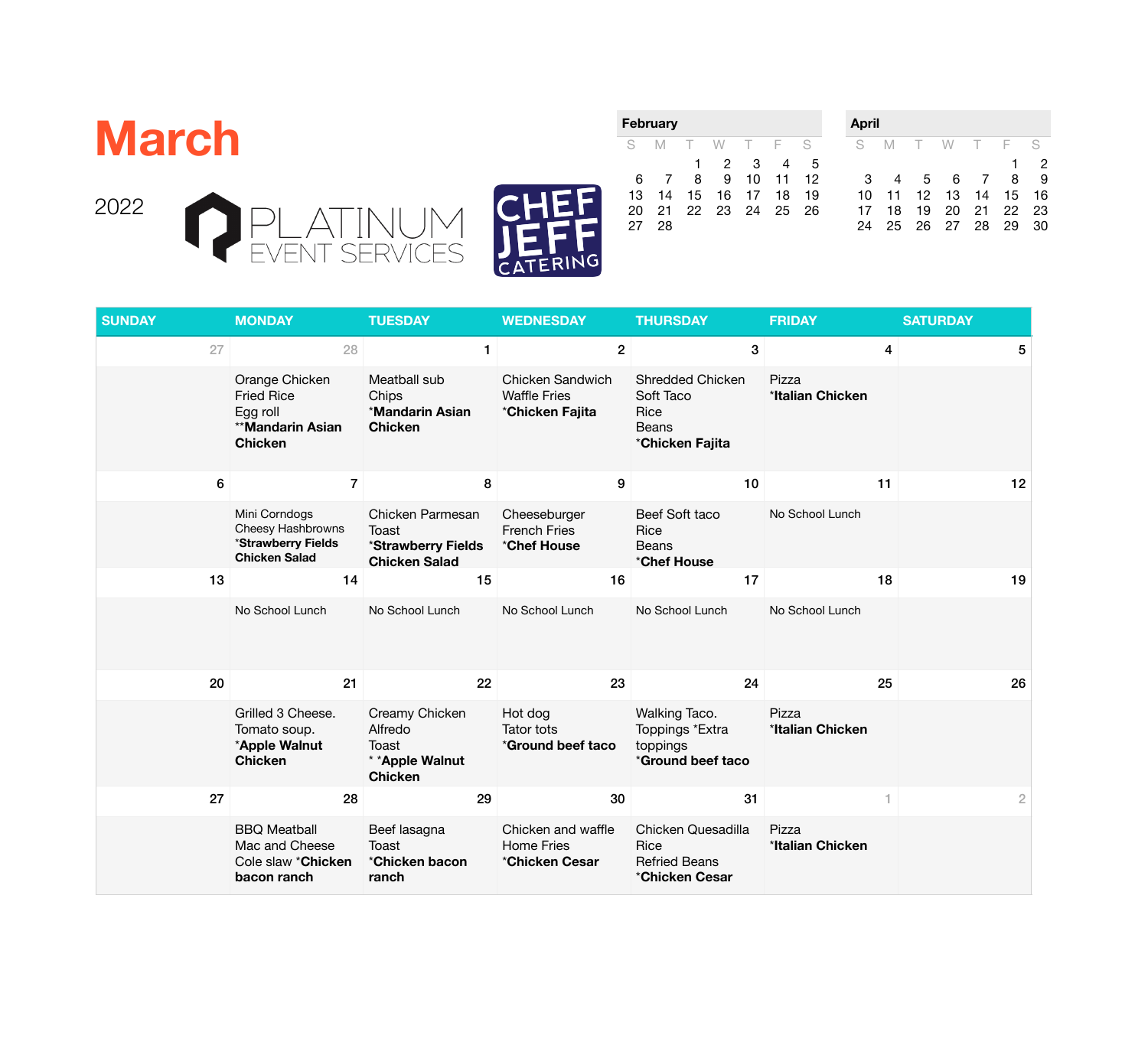# March

2022

PLATINUM EVENT SERVICES

CHEF JEFF CATERING

**February**

| S | M | T | W | T | F | S |
|---|---|---|---|---|---|---|
| | | 1 | 2 | 3 | 4 | 5 |
| 6 | 7 | 8 | 9 | 10 | 11 | 12 |
| 13 | 14 | 15 | 16 | 17 | 18 | 19 |
| 20 | 21 | 22 | 23 | 24 | 25 | 26 |
| 27 | 28 | | | | | |

**April**

| S | M | T | W | T | F | S |
|---|---|---|---|---|---|---|
| | | | | | 1 | 2 |
| 3 | 4 | 5 | 6 | 7 | 8 | 9 |
| 10 | 11 | 12 | 13 | 14 | 15 | 16 |
| 17 | 18 | 19 | 20 | 21 | 22 | 23 |
| 24 | 25 | 26 | 27 | 28 | 29 | 30 |

| SUNDAY | MONDAY | TUESDAY | WEDNESDAY | THURSDAY | FRIDAY | SATURDAY |
|---|---|---|---|---|---|---|
| 27 | 28 | 1 | 2 | 3 | 4 | 5 |
| | Orange Chicken<br>Fried Rice<br>Egg roll<br>**Mandarin Asian Chicken** | Meatball sub<br>Chips<br>***Mandarin Asian Chicken** | Chicken Sandwich<br>Waffle Fries<br>***Chicken Fajita** | Shredded Chicken Soft Taco<br>Rice<br>Beans<br>***Chicken Fajita** | Pizza<br>***Italian Chicken** | |
| 6 | 7 | 8 | 9 | 10 | 11 | 12 |
| | Mini Corndogs<br>Cheesy Hashbrowns<br>***Strawberry Fields Chicken Salad** | Chicken Parmesan<br>Toast<br>***Strawberry Fields Chicken Salad** | Cheeseburger<br>French Fries<br>***Chef House** | Beef Soft taco<br>Rice<br>Beans<br>***Chef House** | No School Lunch | |
| 13 | 14 | 15 | 16 | 17 | 18 | 19 |
| | No School Lunch | No School Lunch | No School Lunch | No School Lunch | No School Lunch | |
| 20 | 21 | 22 | 23 | 24 | 25 | 26 |
| | Grilled 3 Cheese.<br>Tomato soup.<br>***Apple Walnut Chicken** | Creamy Chicken Alfredo<br>Toast<br>* ***Apple Walnut Chicken** | Hot dog<br>Tator tots<br>***Ground beef taco** | Walking Taco.<br>Toppings *Extra toppings<br>***Ground beef taco** | Pizza<br>***Italian Chicken** | |
| 27 | 28 | 29 | 30 | 31 | 1 | 2 |
| | BBQ Meatball<br>Mac and Cheese<br>Cole slaw ***Chicken bacon ranch** | Beef lasagna<br>Toast<br>***Chicken bacon ranch** | Chicken and waffle<br>Home Fries<br>***Chicken Cesar** | Chicken Quesadilla<br>Rice<br>Refried Beans<br>***Chicken Cesar** | Pizza<br>***Italian Chicken** | |